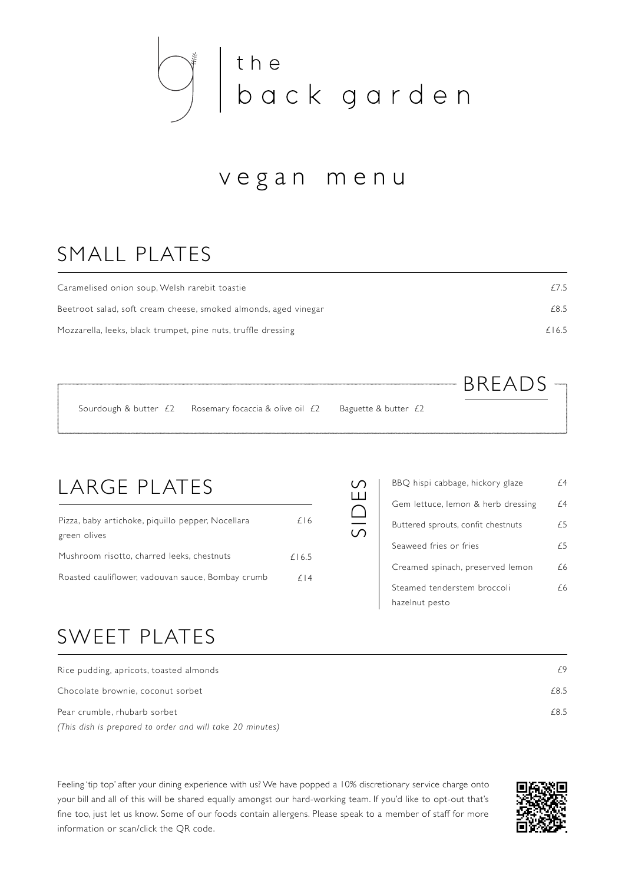# the back garden

## vegan menu

## SMALL PLATES

| | |
|---|---|
| Caramelised onion soup, Welsh rarebit toastie | £7.5 |
| Beetroot salad, soft cream cheese, smoked almonds, aged vinegar | £8.5 |
| Mozzarella, leeks, black trumpet, pine nuts, truffle dressing | £16.5 |

## BREADS

Sourdough & butter £2 Rosemary focaccia & olive oil £2 Baguette & butter £2

## LARGE PLATES

| | |
|---|---|
| Pizza, baby artichoke, piquillo pepper, Nocellara green olives | £16 |
| Mushroom risotto, charred leeks, chestnuts | £16.5 |
| Roasted cauliflower, vadouvan sauce, Bombay crumb | £14 |

## SIDES

| | |
|---|---|
| BBQ hispi cabbage, hickory glaze | £4 |
| Gem lettuce, lemon & herb dressing | £4 |
| Buttered sprouts, confit chestnuts | £5 |
| Seaweed fries or fries | £5 |
| Creamed spinach, preserved lemon | £6 |
| Steamed tenderstem broccoli hazelnut pesto | £6 |

## SWEET PLATES

| | |
|---|---|
| Rice pudding, apricots, toasted almonds | £9 |
| Chocolate brownie, coconut sorbet | £8.5 |
| Pear crumble, rhubarb sorbet *(This dish is prepared to order and will take 20 minutes)* | £8.5 |

Feeling 'tip top' after your dining experience with us? We have popped a 10% discretionary service charge onto your bill and all of this will be shared equally amongst our hard-working team. If you'd like to opt-out that's fine too, just let us know. Some of our foods contain allergens. Please speak to a member of staff for more information or scan/click the QR code.